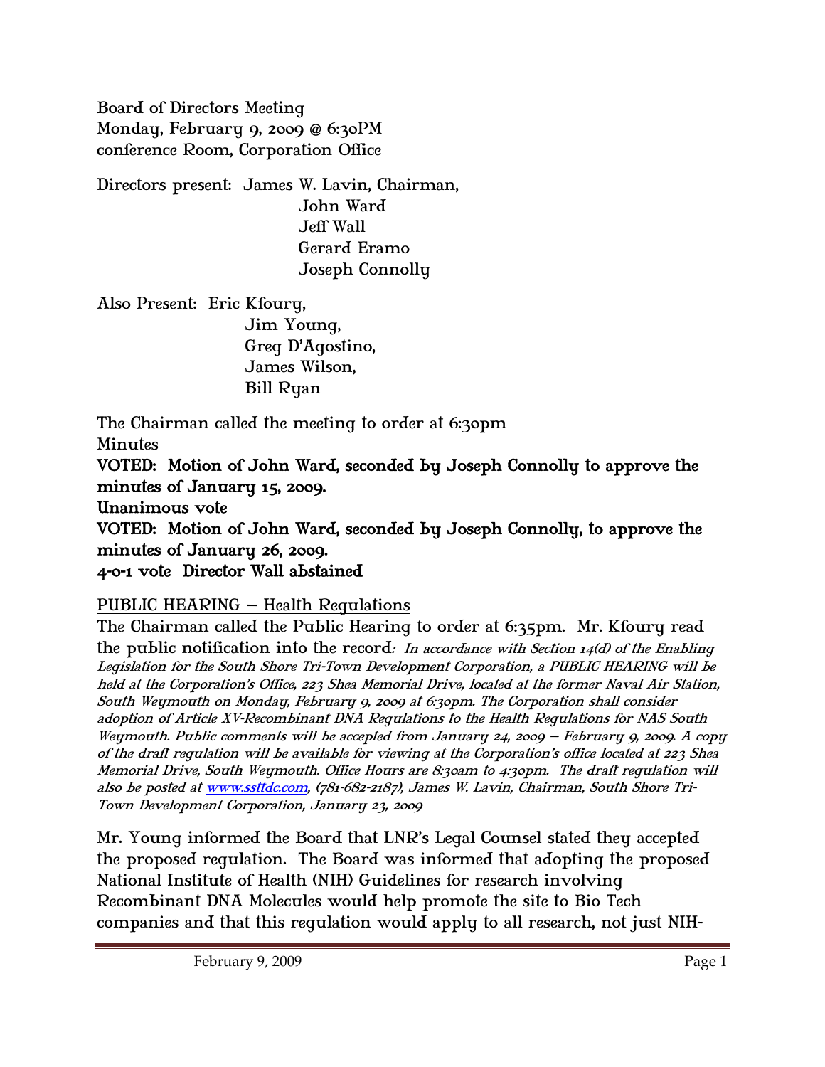Board of Directors Meeting
Monday, February 9, 2009 @ 6:30PM
conference Room, Corporation Office

Directors present: James W. Lavin, Chairman,
John Ward
Jeff Wall
Gerard Eramo
Joseph Connolly

Also Present: Eric Kfoury,
Jim Young,
Greg D'Agostino,
James Wilson,
Bill Ryan

The Chairman called the meeting to order at 6:30pm

Minutes

**VOTED: Motion of John Ward, seconded by Joseph Connolly to approve the minutes of January 15, 2009.**

**Unanimous vote**

**VOTED: Motion of John Ward, seconded by Joseph Connolly, to approve the minutes of January 26, 2009.**

**4-0-1 vote Director Wall abstained**

PUBLIC HEARING – Health Regulations

The Chairman called the Public Hearing to order at 6:35pm. Mr. Kfoury read the public notification into the record: *In accordance with Section 14(d) of the Enabling Legislation for the South Shore Tri-Town Development Corporation, a PUBLIC HEARING will be held at the Corporation's Office, 223 Shea Memorial Drive, located at the former Naval Air Station, South Weymouth on Monday, February 9, 2009 at 6:30pm. The Corporation shall consider adoption of Article XV-Recombinant DNA Regulations to the Health Regulations for NAS South Weymouth. Public comments will be accepted from January 24, 2009 – February 9, 2009. A copy of the draft regulation will be available for viewing at the Corporation's office located at 223 Shea Memorial Drive, South Weymouth. Office Hours are 8:30am to 4:30pm. The draft regulation will also be posted at www.ssttdc.com, (781-682-2187), James W. Lavin, Chairman, South Shore Tri-Town Development Corporation, January 23, 2009*

Mr. Young informed the Board that LNR's Legal Counsel stated they accepted the proposed regulation. The Board was informed that adopting the proposed National Institute of Health (NIH) Guidelines for research involving Recombinant DNA Molecules would help promote the site to Bio Tech companies and that this regulation would apply to all research, not just NIH-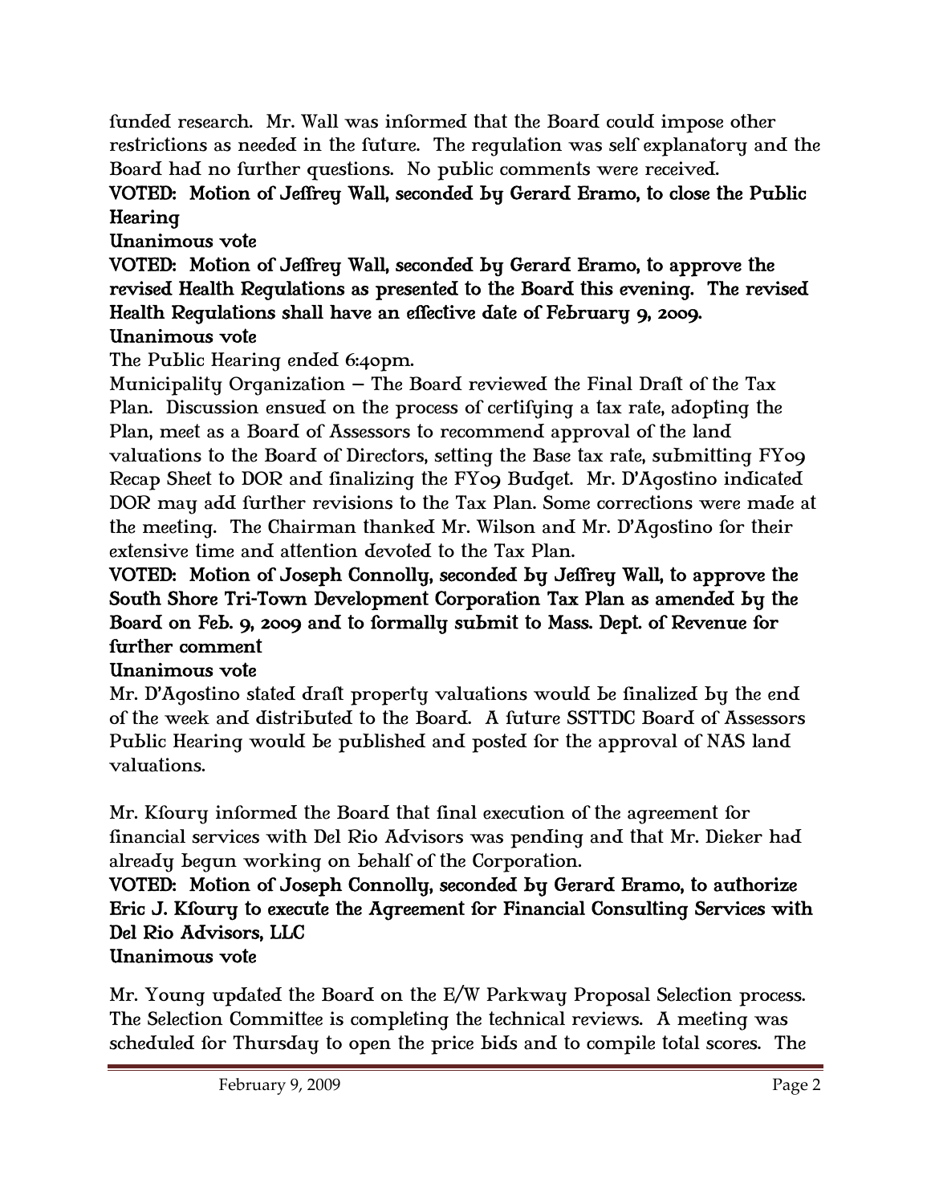funded research. Mr. Wall was informed that the Board could impose other restrictions as needed in the future. The regulation was self explanatory and the Board had no further questions. No public comments were received.

**VOTED: Motion of Jeffrey Wall, seconded by Gerard Eramo, to close the Public Hearing**

**Unanimous vote**

**VOTED: Motion of Jeffrey Wall, seconded by Gerard Eramo, to approve the revised Health Regulations as presented to the Board this evening. The revised Health Regulations shall have an effective date of February 9, 2009.**

**Unanimous vote**

The Public Hearing ended 6:40pm.

Municipality Organization – The Board reviewed the Final Draft of the Tax Plan. Discussion ensued on the process of certifying a tax rate, adopting the Plan, meet as a Board of Assessors to recommend approval of the land valuations to the Board of Directors, setting the Base tax rate, submitting FY09 Recap Sheet to DOR and finalizing the FY09 Budget. Mr. D'Agostino indicated DOR may add further revisions to the Tax Plan. Some corrections were made at the meeting. The Chairman thanked Mr. Wilson and Mr. D'Agostino for their extensive time and attention devoted to the Tax Plan.

**VOTED: Motion of Joseph Connolly, seconded by Jeffrey Wall, to approve the South Shore Tri-Town Development Corporation Tax Plan as amended by the Board on Feb. 9, 2009 and to formally submit to Mass. Dept. of Revenue for further comment**

**Unanimous vote**

Mr. D'Agostino stated draft property valuations would be finalized by the end of the week and distributed to the Board. A future SSTTDC Board of Assessors Public Hearing would be published and posted for the approval of NAS land valuations.

Mr. Kfoury informed the Board that final execution of the agreement for financial services with Del Rio Advisors was pending and that Mr. Dieker had already begun working on behalf of the Corporation.

**VOTED: Motion of Joseph Connolly, seconded by Gerard Eramo, to authorize Eric J. Kfoury to execute the Agreement for Financial Consulting Services with Del Rio Advisors, LLC**

**Unanimous vote**

Mr. Young updated the Board on the E/W Parkway Proposal Selection process. The Selection Committee is completing the technical reviews. A meeting was scheduled for Thursday to open the price bids and to compile total scores. The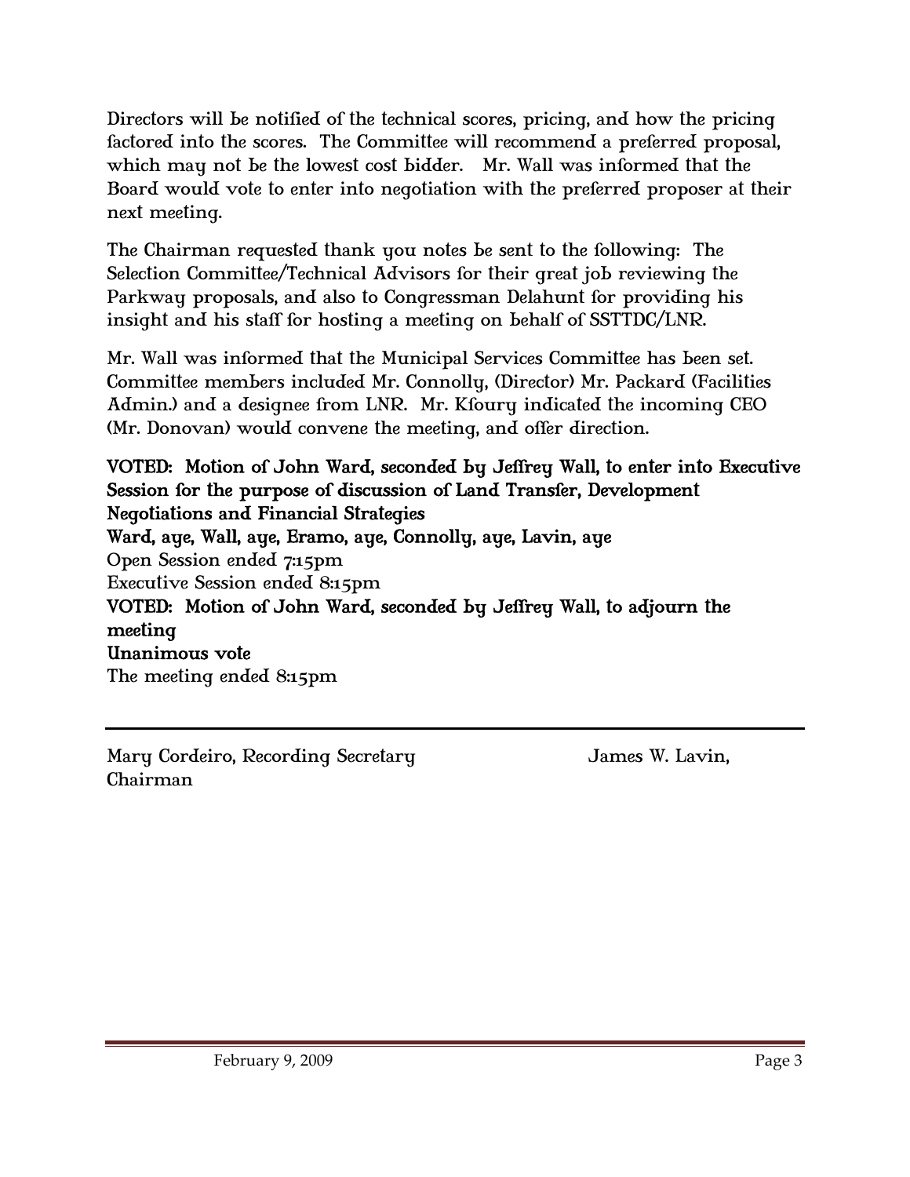Directors will be notified of the technical scores, pricing, and how the pricing factored into the scores. The Committee will recommend a preferred proposal, which may not be the lowest cost bidder. Mr. Wall was informed that the Board would vote to enter into negotiation with the preferred proposer at their next meeting.

The Chairman requested thank you notes be sent to the following: The Selection Committee/Technical Advisors for their great job reviewing the Parkway proposals, and also to Congressman Delahunt for providing his insight and his staff for hosting a meeting on behalf of SSTTDC/LNR.

Mr. Wall was informed that the Municipal Services Committee has been set. Committee members included Mr. Connolly, (Director) Mr. Packard (Facilities Admin.) and a designee from LNR. Mr. Kfoury indicated the incoming CEO (Mr. Donovan) would convene the meeting, and offer direction.

**VOTED: Motion of John Ward, seconded by Jeffrey Wall, to enter into Executive Session for the purpose of discussion of Land Transfer, Development Negotiations and Financial Strategies**
**Ward, aye, Wall, aye, Eramo, aye, Connolly, aye, Lavin, aye**
Open Session ended 7:15pm
Executive Session ended 8:15pm
**VOTED: Motion of John Ward, seconded by Jeffrey Wall, to adjourn the meeting**
**Unanimous vote**
The meeting ended 8:15pm

---

Mary Cordeiro, Recording Secretary James W. Lavin, Chairman